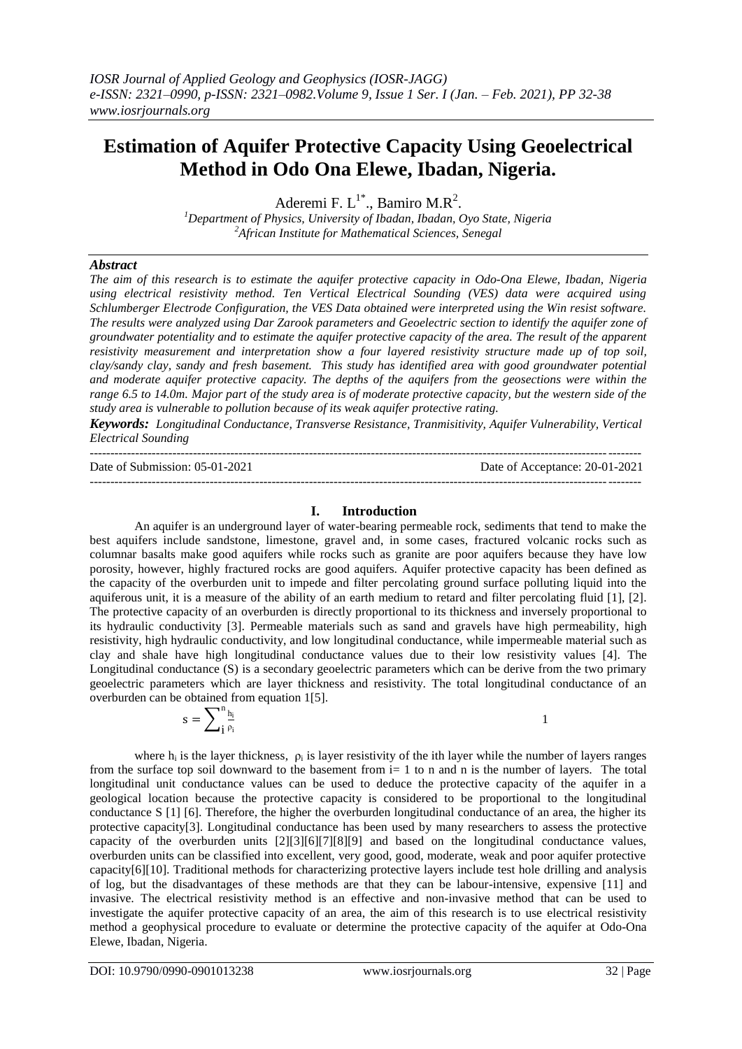# Estimation of Aquifer Protective Capacity Using Geoelectrical Method in Odo Ona Elewe, Ibadan, Nigeria.

Aderemi F. L[1*]., Bamiro M.R[2].

[1]Department of Physics, University of Ibadan, Ibadan, Oyo State, Nigeria
[2]African Institute for Mathematical Sciences, Senegal

### *Abstract*

*The aim of this research is to estimate the aquifer protective capacity in Odo-Ona Elewe, Ibadan, Nigeria using electrical resistivity method. Ten Vertical Electrical Sounding (VES) data were acquired using Schlumberger Electrode Configuration, the VES Data obtained were interpreted using the Win resist software. The results were analyzed using Dar Zarook parameters and Geoelectric section to identify the aquifer zone of groundwater potentiality and to estimate the aquifer protective capacity of the area. The result of the apparent resistivity measurement and interpretation show a four layered resistivity structure made up of top soil, clay/sandy clay, sandy and fresh basement. This study has identified area with good groundwater potential and moderate aquifer protective capacity. The depths of the aquifers from the geosections were within the range 6.5 to 14.0m. Major part of the study area is of moderate protective capacity, but the western side of the study area is vulnerable to pollution because of its weak aquifer protective rating.*

***Keywords:*** *Longitudinal Conductance, Transverse Resistance, Tranmisitivity, Aquifer Vulnerability, Vertical Electrical Sounding*

---

Date of Submission: 05-01-2021 Date of Acceptance: 20-01-2021

---

## I. Introduction

An aquifer is an underground layer of water-bearing permeable rock, sediments that tend to make the best aquifers include sandstone, limestone, gravel and, in some cases, fractured volcanic rocks such as columnar basalts make good aquifers while rocks such as granite are poor aquifers because they have low porosity, however, highly fractured rocks are good aquifers. Aquifer protective capacity has been defined as the capacity of the overburden unit to impede and filter percolating ground surface polluting liquid into the aquiferous unit, it is a measure of the ability of an earth medium to retard and filter percolating fluid [1], [2]. The protective capacity of an overburden is directly proportional to its thickness and inversely proportional to its hydraulic conductivity [3]. Permeable materials such as sand and gravels have high permeability, high resistivity, high hydraulic conductivity, and low longitudinal conductance, while impermeable material such as clay and shale have high longitudinal conductance values due to their low resistivity values [4]. The Longitudinal conductance (S) is a secondary geoelectric parameters which can be derive from the two primary geoelectric parameters which are layer thickness and resistivity. The total longitudinal conductance of an overburden can be obtained from equation 1[5].

$$s = \sum_{i}^{n} \frac{h_i}{\rho_i} \qquad 1$$

where $h_i$ is the layer thickness, $\rho_i$ is layer resistivity of the ith layer while the number of layers ranges from the surface top soil downward to the basement from i= 1 to n and n is the number of layers. The total longitudinal unit conductance values can be used to deduce the protective capacity of the aquifer in a geological location because the protective capacity is considered to be proportional to the longitudinal conductance S [1] [6]. Therefore, the higher the overburden longitudinal conductance of an area, the higher its protective capacity[3]. Longitudinal conductance has been used by many researchers to assess the protective capacity of the overburden units [2][3][6][7][8][9] and based on the longitudinal conductance values, overburden units can be classified into excellent, very good, good, moderate, weak and poor aquifer protective capacity[6][10]. Traditional methods for characterizing protective layers include test hole drilling and analysis of log, but the disadvantages of these methods are that they can be labour-intensive, expensive [11] and invasive. The electrical resistivity method is an effective and non-invasive method that can be used to investigate the aquifer protective capacity of an area, the aim of this research is to use electrical resistivity method a geophysical procedure to evaluate or determine the protective capacity of the aquifer at Odo-Ona Elewe, Ibadan, Nigeria.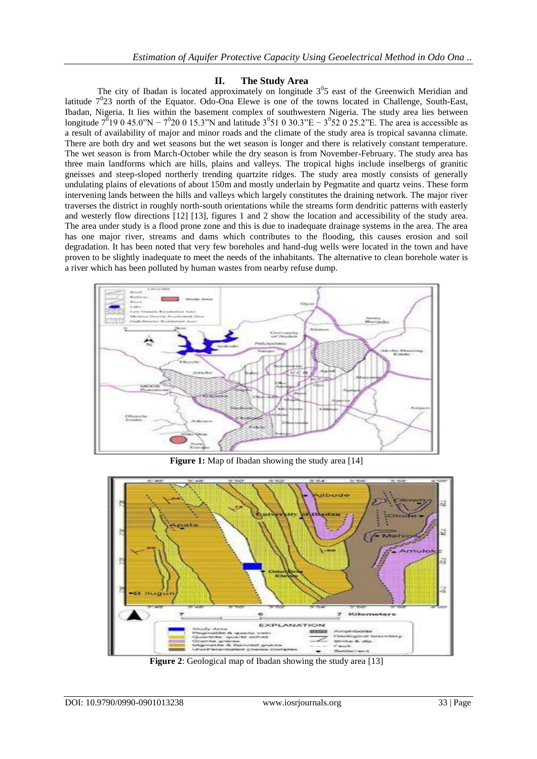## II. The Study Area

The city of Ibadan is located approximately on longitude $3^0$5 east of the Greenwich Meridian and latitude $7^0$23 north of the Equator. Odo-Ona Elewe is one of the towns located in Challenge, South-East, Ibadan, Nigeria. It lies within the basement complex of southwestern Nigeria. The study area lies between longitude $7^0$19 0 45.0"N − $7^0$20 0 15.3"N and latitude $3^0$51 0 30.3"E − $3^0$52 0 25.2"E. The area is accessible as a result of availability of major and minor roads and the climate of the study area is tropical savanna climate. There are both dry and wet seasons but the wet season is longer and there is relatively constant temperature. The wet season is from March-October while the dry season is from November-February. The study area has three main landforms which are hills, plains and valleys. The tropical highs include inselbergs of granitic gneisses and steep-sloped northerly trending quartzite ridges. The study area mostly consists of generally undulating plains of elevations of about 150m and mostly underlain by Pegmatite and quartz veins. These form intervening lands between the hills and valleys which largely constitutes the draining network. The major river traverses the district in roughly north-south orientations while the streams form dendritic patterns with easterly and westerly flow directions [12] [13], figures 1 and 2 show the location and accessibility of the study area. The area under study is a flood prone zone and this is due to inadequate drainage systems in the area. The area has one major river, streams and dams which contributes to the flooding, this causes erosion and soil degradation. It has been noted that very few boreholes and hand-dug wells were located in the town and have proven to be slightly inadequate to meet the needs of the inhabitants. The alternative to clean borehole water is a river which has been polluted by human wastes from nearby refuse dump.

**Figure 1:** Map of Ibadan showing the study area [14]

**Figure 2**: Geological map of Ibadan showing the study area [13]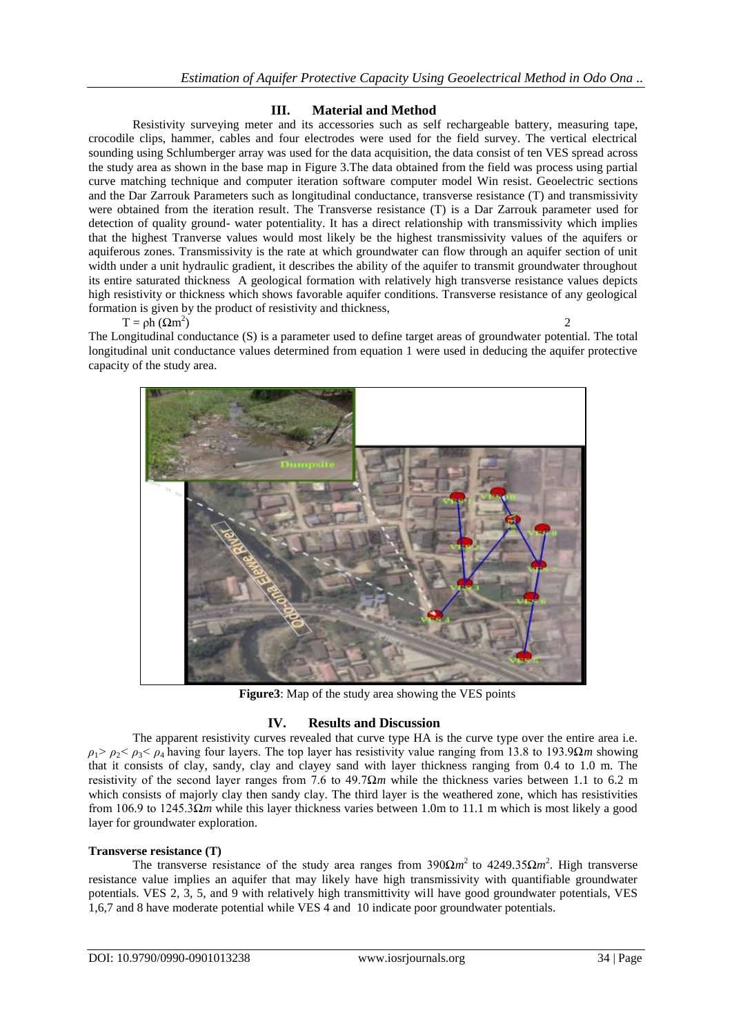## III. Material and Method

Resistivity surveying meter and its accessories such as self rechargeable battery, measuring tape, crocodile clips, hammer, cables and four electrodes were used for the field survey. The vertical electrical sounding using Schlumberger array was used for the data acquisition, the data consist of ten VES spread across the study area as shown in the base map in Figure 3.The data obtained from the field was process using partial curve matching technique and computer iteration software computer model Win resist. Geoelectric sections and the Dar Zarrouk Parameters such as longitudinal conductance, transverse resistance (T) and transmissivity were obtained from the iteration result. The Transverse resistance (T) is a Dar Zarrouk parameter used for detection of quality ground- water potentiality. It has a direct relationship with transmissivity which implies that the highest Tranverse values would most likely be the highest transmissivity values of the aquifers or aquiferous zones. Transmissivity is the rate at which groundwater can flow through an aquifer section of unit width under a unit hydraulic gradient, it describes the ability of the aquifer to transmit groundwater throughout its entire saturated thickness A geological formation with relatively high transverse resistance values depicts high resistivity or thickness which shows favorable aquifer conditions. Transverse resistance of any geological formation is given by the product of resistivity and thickness,

$$T = \rho h \ (\Omega m^2) \qquad 2$$

The Longitudinal conductance (S) is a parameter used to define target areas of groundwater potential. The total longitudinal unit conductance values determined from equation 1 were used in deducing the aquifer protective capacity of the study area.

**Figure3**: Map of the study area showing the VES points

## IV. Results and Discussion

The apparent resistivity curves revealed that curve type HA is the curve type over the entire area i.e. $\rho_1 > \rho_2 < \rho_3 < \rho_4$ having four layers. The top layer has resistivity value ranging from 13.8 to 193.9$\Omega m$ showing that it consists of clay, sandy, clay and clayey sand with layer thickness ranging from 0.4 to 1.0 m. The resistivity of the second layer ranges from 7.6 to 49.7$\Omega m$ while the thickness varies between 1.1 to 6.2 m which consists of majorly clay then sandy clay. The third layer is the weathered zone, which has resistivities from 106.9 to 1245.3$\Omega m$ while this layer thickness varies between 1.0m to 11.1 m which is most likely a good layer for groundwater exploration.

**Transverse resistance (T)**

The transverse resistance of the study area ranges from 390$\Omega m^2$ to 4249.35$\Omega m^2$. High transverse resistance value implies an aquifer that may likely have high transmissivity with quantifiable groundwater potentials. VES 2, 3, 5, and 9 with relatively high transmittivity will have good groundwater potentials, VES 1,6,7 and 8 have moderate potential while VES 4 and 10 indicate poor groundwater potentials.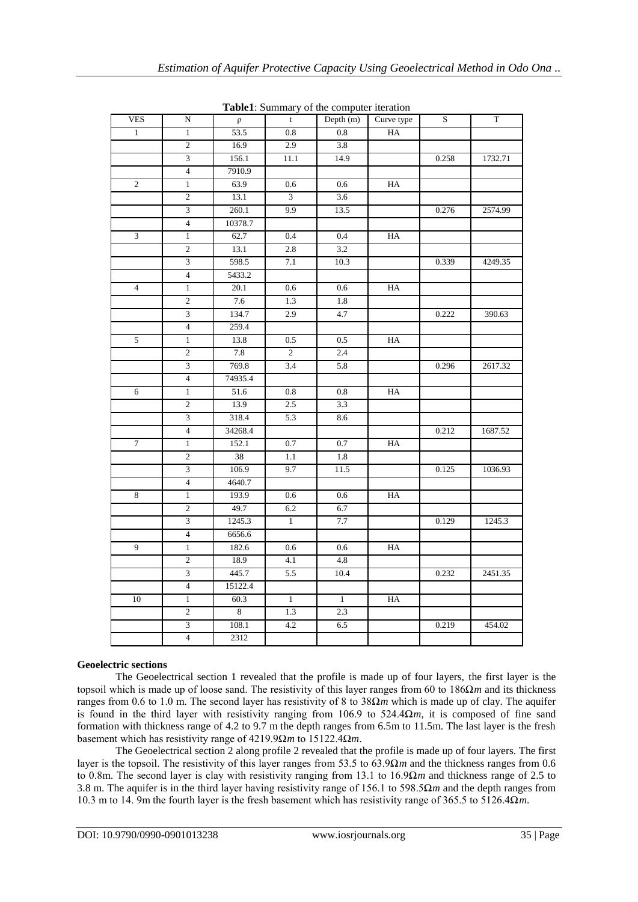**Table1**: Summary of the computer iteration

| VES | N | ρ | t | Depth (m) | Curve type | S | T |
|---|---|---|---|---|---|---|---|
| 1 | 1 | 53.5 | 0.8 | 0.8 | HA | | |
| | 2 | 16.9 | 2.9 | 3.8 | | | |
| | 3 | 156.1 | 11.1 | 14.9 | | 0.258 | 1732.71 |
| | 4 | 7910.9 | | | | | |
| 2 | 1 | 63.9 | 0.6 | 0.6 | HA | | |
| | 2 | 13.1 | 3 | 3.6 | | | |
| | 3 | 260.1 | 9.9 | 13.5 | | 0.276 | 2574.99 |
| | 4 | 10378.7 | | | | | |
| 3 | 1 | 62.7 | 0.4 | 0.4 | HA | | |
| | 2 | 13.1 | 2.8 | 3.2 | | | |
| | 3 | 598.5 | 7.1 | 10.3 | | 0.339 | 4249.35 |
| | 4 | 5433.2 | | | | | |
| 4 | 1 | 20.1 | 0.6 | 0.6 | HA | | |
| | 2 | 7.6 | 1.3 | 1.8 | | | |
| | 3 | 134.7 | 2.9 | 4.7 | | 0.222 | 390.63 |
| | 4 | 259.4 | | | | | |
| 5 | 1 | 13.8 | 0.5 | 0.5 | HA | | |
| | 2 | 7.8 | 2 | 2.4 | | | |
| | 3 | 769.8 | 3.4 | 5.8 | | 0.296 | 2617.32 |
| | 4 | 74935.4 | | | | | |
| 6 | 1 | 51.6 | 0.8 | 0.8 | HA | | |
| | 2 | 13.9 | 2.5 | 3.3 | | | |
| | 3 | 318.4 | 5.3 | 8.6 | | | |
| | 4 | 34268.4 | | | | 0.212 | 1687.52 |
| 7 | 1 | 152.1 | 0.7 | 0.7 | HA | | |
| | 2 | 38 | 1.1 | 1.8 | | | |
| | 3 | 106.9 | 9.7 | 11.5 | | 0.125 | 1036.93 |
| | 4 | 4640.7 | | | | | |
| 8 | 1 | 193.9 | 0.6 | 0.6 | HA | | |
| | 2 | 49.7 | 6.2 | 6.7 | | | |
| | 3 | 1245.3 | 1 | 7.7 | | 0.129 | 1245.3 |
| | 4 | 6656.6 | | | | | |
| 9 | 1 | 182.6 | 0.6 | 0.6 | HA | | |
| | 2 | 18.9 | 4.1 | 4.8 | | | |
| | 3 | 445.7 | 5.5 | 10.4 | | 0.232 | 2451.35 |
| | 4 | 15122.4 | | | | | |
| 10 | 1 | 60.3 | 1 | 1 | HA | | |
| | 2 | 8 | 1.3 | 2.3 | | | |
| | 3 | 108.1 | 4.2 | 6.5 | | 0.219 | 454.02 |
| | 4 | 2312 | | | | | |

**Geoelectric sections**

The Geoelectrical section 1 revealed that the profile is made up of four layers, the first layer is the topsoil which is made up of loose sand. The resistivity of this layer ranges from 60 to 186$\Omega m$ and its thickness ranges from 0.6 to 1.0 m. The second layer has resistivity of 8 to 38$\Omega m$ which is made up of clay. The aquifer is found in the third layer with resistivity ranging from 106.9 to 524.4$\Omega m$, it is composed of fine sand formation with thickness range of 4.2 to 9.7 m the depth ranges from 6.5m to 11.5m. The last layer is the fresh basement which has resistivity range of 4219.9$\Omega m$ to 15122.4$\Omega m$.

The Geoelectrical section 2 along profile 2 revealed that the profile is made up of four layers. The first layer is the topsoil. The resistivity of this layer ranges from 53.5 to 63.9$\Omega m$ and the thickness ranges from 0.6 to 0.8m. The second layer is clay with resistivity ranging from 13.1 to 16.9$\Omega m$ and thickness range of 2.5 to 3.8 m. The aquifer is in the third layer having resistivity range of 156.1 to 598.5$\Omega m$ and the depth ranges from 10.3 m to 14. 9m the fourth layer is the fresh basement which has resistivity range of 365.5 to 5126.4$\Omega m$.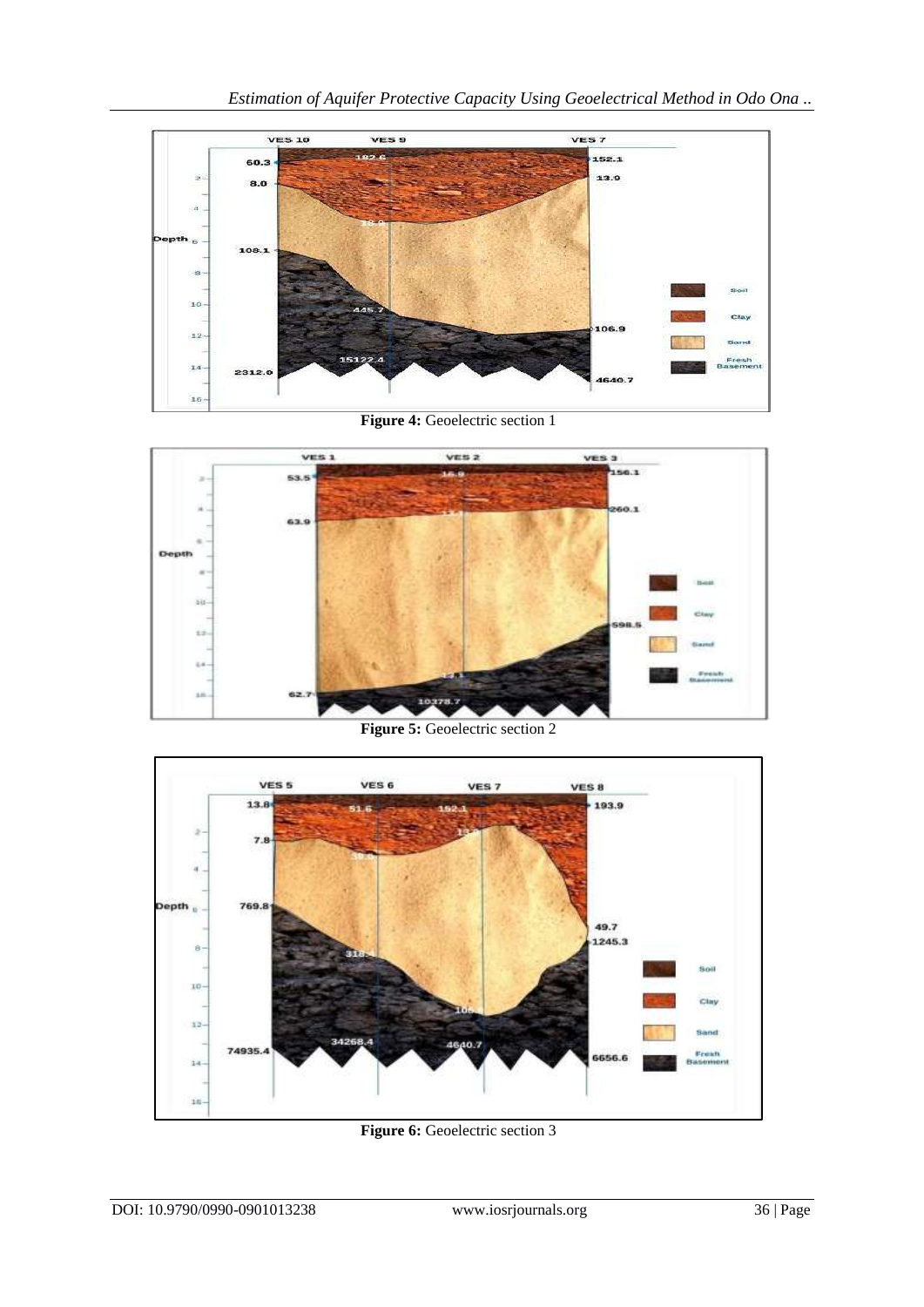Figure 4: Geoelectric section 1

Figure 5: Geoelectric section 2

Figure 6: Geoelectric section 3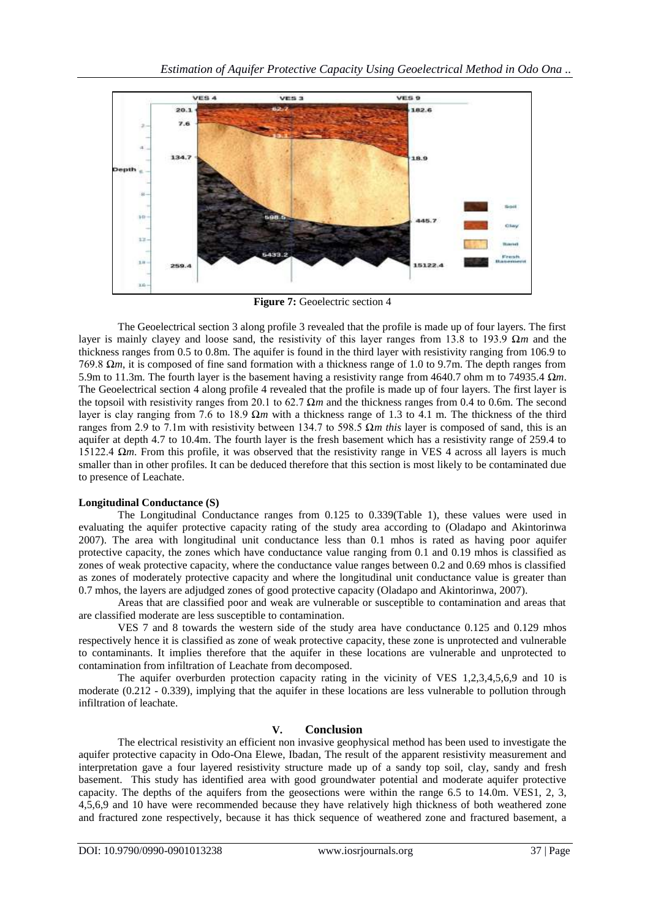**Figure 7:** Geoelectric section 4

The Geoelectrical section 3 along profile 3 revealed that the profile is made up of four layers. The first layer is mainly clayey and loose sand, the resistivity of this layer ranges from 13.8 to 193.9 Ω*m* and the thickness ranges from 0.5 to 0.8m. The aquifer is found in the third layer with resistivity ranging from 106.9 to 769.8 Ω*m*, it is composed of fine sand formation with a thickness range of 1.0 to 9.7m. The depth ranges from 5.9m to 11.3m. The fourth layer is the basement having a resistivity range from 4640.7 ohm m to 74935.4 Ω*m*. The Geoelectrical section 4 along profile 4 revealed that the profile is made up of four layers. The first layer is the topsoil with resistivity ranges from 20.1 to 62.7 Ω*m* and the thickness ranges from 0.4 to 0.6m. The second layer is clay ranging from 7.6 to 18.9 Ω*m* with a thickness range of 1.3 to 4.1 m. The thickness of the third ranges from 2.9 to 7.1m with resistivity between 134.7 to 598.5 Ω*m this* layer is composed of sand, this is an aquifer at depth 4.7 to 10.4m. The fourth layer is the fresh basement which has a resistivity range of 259.4 to 15122.4 Ω*m*. From this profile, it was observed that the resistivity range in VES 4 across all layers is much smaller than in other profiles. It can be deduced therefore that this section is most likely to be contaminated due to presence of Leachate.

**Longitudinal Conductance (S)**

The Longitudinal Conductance ranges from 0.125 to 0.339(Table 1), these values were used in evaluating the aquifer protective capacity rating of the study area according to (Oladapo and Akintorinwa 2007). The area with longitudinal unit conductance less than 0.1 mhos is rated as having poor aquifer protective capacity, the zones which have conductance value ranging from 0.1 and 0.19 mhos is classified as zones of weak protective capacity, where the conductance value ranges between 0.2 and 0.69 mhos is classified as zones of moderately protective capacity and where the longitudinal unit conductance value is greater than 0.7 mhos, the layers are adjudged zones of good protective capacity (Oladapo and Akintorinwa, 2007).

Areas that are classified poor and weak are vulnerable or susceptible to contamination and areas that are classified moderate are less susceptible to contamination.

VES 7 and 8 towards the western side of the study area have conductance 0.125 and 0.129 mhos respectively hence it is classified as zone of weak protective capacity, these zone is unprotected and vulnerable to contaminants. It implies therefore that the aquifer in these locations are vulnerable and unprotected to contamination from infiltration of Leachate from decomposed.

The aquifer overburden protection capacity rating in the vicinity of VES 1,2,3,4,5,6,9 and 10 is moderate (0.212 - 0.339), implying that the aquifer in these locations are less vulnerable to pollution through infiltration of leachate.

## V. Conclusion

The electrical resistivity an efficient non invasive geophysical method has been used to investigate the aquifer protective capacity in Odo-Ona Elewe, Ibadan, The result of the apparent resistivity measurement and interpretation gave a four layered resistivity structure made up of a sandy top soil, clay, sandy and fresh basement. This study has identified area with good groundwater potential and moderate aquifer protective capacity. The depths of the aquifers from the geosections were within the range 6.5 to 14.0m. VES1, 2, 3, 4,5,6,9 and 10 have were recommended because they have relatively high thickness of both weathered zone and fractured zone respectively, because it has thick sequence of weathered zone and fractured basement, a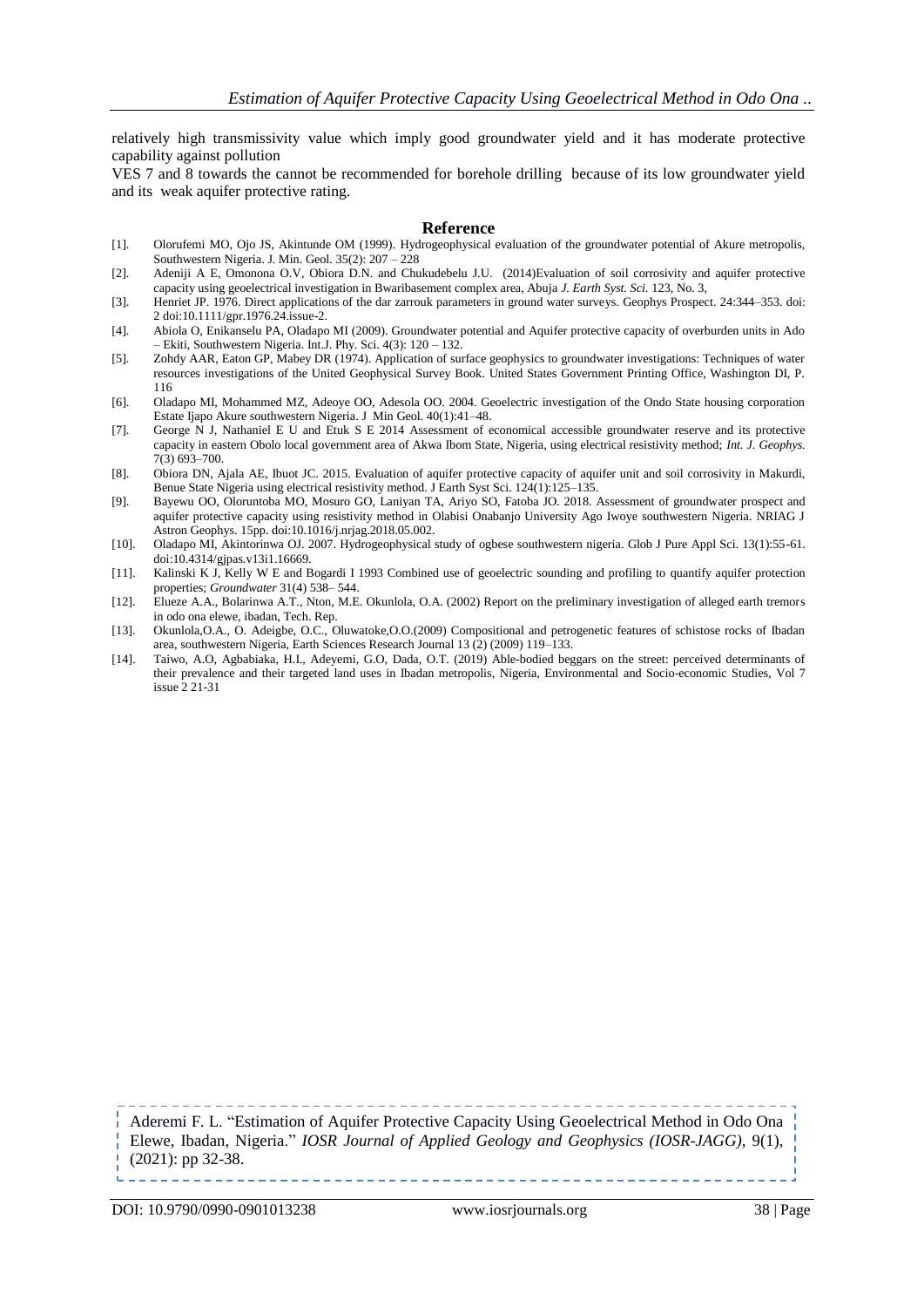relatively high transmissivity value which imply good groundwater yield and it has moderate protective capability against pollution

VES 7 and 8 towards the cannot be recommended for borehole drilling because of its low groundwater yield and its weak aquifer protective rating.

## Reference

[1]. Olorufemi MO, Ojo JS, Akintunde OM (1999). Hydrogeophysical evaluation of the groundwater potential of Akure metropolis, Southwestern Nigeria. J. Min. Geol. 35(2): 207 – 228

[2]. Adeniji A E, Omonona O.V, Obiora D.N. and Chukudebelu J.U. (2014)Evaluation of soil corrosivity and aquifer protective capacity using geoelectrical investigation in Bwaribasement complex area, Abuja *J. Earth Syst. Sci.* 123, No. 3,

[3]. Henriet JP. 1976. Direct applications of the dar zarrouk parameters in ground water surveys. Geophys Prospect. 24:344–353. doi: 2 doi:10.1111/gpr.1976.24.issue-2.

[4]. Abiola O, Enikanselu PA, Oladapo MI (2009). Groundwater potential and Aquifer protective capacity of overburden units in Ado – Ekiti, Southwestern Nigeria. Int.J. Phy. Sci. 4(3): 120 – 132.

[5]. Zohdy AAR, Eaton GP, Mabey DR (1974). Application of surface geophysics to groundwater investigations: Techniques of water resources investigations of the United Geophysical Survey Book. United States Government Printing Office, Washington DI, P. 116

[6]. Oladapo MI, Mohammed MZ, Adeoye OO, Adesola OO. 2004. Geoelectric investigation of the Ondo State housing corporation Estate Ijapo Akure southwestern Nigeria. J Min Geol. 40(1):41–48.

[7]. George N J, Nathaniel E U and Etuk S E 2014 Assessment of economical accessible groundwater reserve and its protective capacity in eastern Obolo local government area of Akwa Ibom State, Nigeria, using electrical resistivity method; *Int. J. Geophys.* 7(3) 693–700.

[8]. Obiora DN, Ajala AE, Ibuot JC. 2015. Evaluation of aquifer protective capacity of aquifer unit and soil corrosivity in Makurdi, Benue State Nigeria using electrical resistivity method. J Earth Syst Sci. 124(1):125–135.

[9]. Bayewu OO, Oloruntoba MO, Mosuro GO, Laniyan TA, Ariyo SO, Fatoba JO. 2018. Assessment of groundwater prospect and aquifer protective capacity using resistivity method in Olabisi Onabanjo University Ago Iwoye southwestern Nigeria. NRIAG J Astron Geophys. 15pp. doi:10.1016/j.nrjag.2018.05.002.

[10]. Oladapo MI, Akintorinwa OJ. 2007. Hydrogeophysical study of ogbese southwestern nigeria. Glob J Pure Appl Sci. 13(1):55-61. doi:10.4314/gjpas.v13i1.16669.

[11]. Kalinski K J, Kelly W E and Bogardi I 1993 Combined use of geoelectric sounding and profiling to quantify aquifer protection properties; *Groundwater* 31(4) 538– 544.

[12]. Elueze A.A., Bolarinwa A.T., Nton, M.E. Okunlola, O.A. (2002) Report on the preliminary investigation of alleged earth tremors in odo ona elewe, ibadan, Tech. Rep.

[13]. Okunlola,O.A., O. Adeigbe, O.C., Oluwatoke,O.O.(2009) Compositional and petrogenetic features of schistose rocks of Ibadan area, southwestern Nigeria, Earth Sciences Research Journal 13 (2) (2009) 119–133.

[14]. Taiwo, A.O, Agbabiaka, H.I., Adeyemi, G.O, Dada, O.T. (2019) Able-bodied beggars on the street: perceived determinants of their prevalence and their targeted land uses in Ibadan metropolis, Nigeria, Environmental and Socio-economic Studies, Vol 7 issue 2 21-31

Aderemi F. L. "Estimation of Aquifer Protective Capacity Using Geoelectrical Method in Odo Ona Elewe, Ibadan, Nigeria." *IOSR Journal of Applied Geology and Geophysics (IOSR-JAGG)*, 9(1), (2021): pp 32-38.